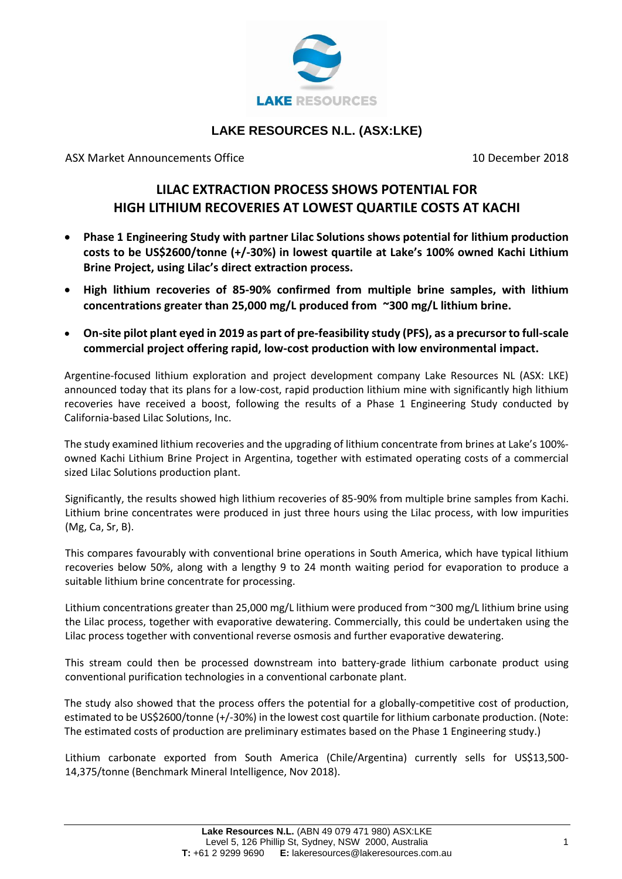## LAKE RESOURCES N.L. (ASX:LKE)

ASX Market Announcements Office 10 December 2018

# LILAC EXTRACTION PROCESS SHOWS POTENTIAL FOR HIGH LITHIUM RECOVERIES AT LOWEST QUARTILE COSTS AT KACHI

- **Phase 1 Engineering Study with partner Lilac Solutions shows potential for lithium production costs to be US$2600/tonne (+/-30%) in lowest quartile at Lake's 100% owned Kachi Lithium Brine Project, using Lilac's direct extraction process.**
- **High lithium recoveries of 85-90% confirmed from multiple brine samples, with lithium concentrations greater than 25,000 mg/L produced from ~300 mg/L lithium brine.**
- **On-site pilot plant eyed in 2019 as part of pre-feasibility study (PFS), as a precursor to full-scale commercial project offering rapid, low-cost production with low environmental impact.**

Argentine-focused lithium exploration and project development company Lake Resources NL (ASX: LKE) announced today that its plans for a low-cost, rapid production lithium mine with significantly high lithium recoveries have received a boost, following the results of a Phase 1 Engineering Study conducted by California-based Lilac Solutions, Inc.

The study examined lithium recoveries and the upgrading of lithium concentrate from brines at Lake's 100%-owned Kachi Lithium Brine Project in Argentina, together with estimated operating costs of a commercial sized Lilac Solutions production plant.

Significantly, the results showed high lithium recoveries of 85-90% from multiple brine samples from Kachi. Lithium brine concentrates were produced in just three hours using the Lilac process, with low impurities (Mg, Ca, Sr, B).

This compares favourably with conventional brine operations in South America, which have typical lithium recoveries below 50%, along with a lengthy 9 to 24 month waiting period for evaporation to produce a suitable lithium brine concentrate for processing.

Lithium concentrations greater than 25,000 mg/L lithium were produced from ~300 mg/L lithium brine using the Lilac process, together with evaporative dewatering. Commercially, this could be undertaken using the Lilac process together with conventional reverse osmosis and further evaporative dewatering.

This stream could then be processed downstream into battery-grade lithium carbonate product using conventional purification technologies in a conventional carbonate plant.

The study also showed that the process offers the potential for a globally-competitive cost of production, estimated to be US$2600/tonne (+/-30%) in the lowest cost quartile for lithium carbonate production. (Note: The estimated costs of production are preliminary estimates based on the Phase 1 Engineering study.)

Lithium carbonate exported from South America (Chile/Argentina) currently sells for US$13,500-14,375/tonne (Benchmark Mineral Intelligence, Nov 2018).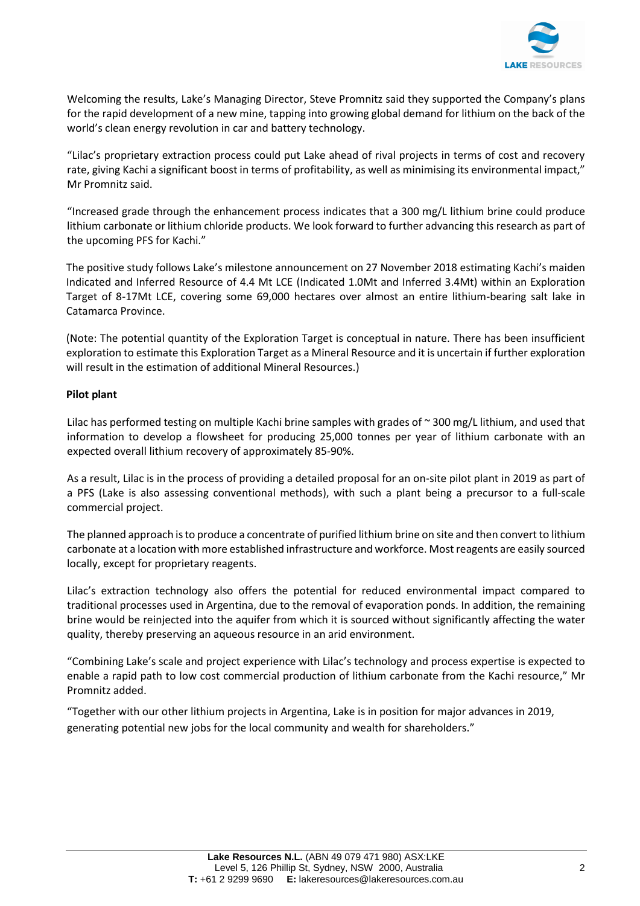Welcoming the results, Lake's Managing Director, Steve Promnitz said they supported the Company's plans for the rapid development of a new mine, tapping into growing global demand for lithium on the back of the world's clean energy revolution in car and battery technology.

"Lilac's proprietary extraction process could put Lake ahead of rival projects in terms of cost and recovery rate, giving Kachi a significant boost in terms of profitability, as well as minimising its environmental impact," Mr Promnitz said.

"Increased grade through the enhancement process indicates that a 300 mg/L lithium brine could produce lithium carbonate or lithium chloride products. We look forward to further advancing this research as part of the upcoming PFS for Kachi."

The positive study follows Lake's milestone announcement on 27 November 2018 estimating Kachi's maiden Indicated and Inferred Resource of 4.4 Mt LCE (Indicated 1.0Mt and Inferred 3.4Mt) within an Exploration Target of 8-17Mt LCE, covering some 69,000 hectares over almost an entire lithium-bearing salt lake in Catamarca Province.

(Note: The potential quantity of the Exploration Target is conceptual in nature. There has been insufficient exploration to estimate this Exploration Target as a Mineral Resource and it is uncertain if further exploration will result in the estimation of additional Mineral Resources.)

**Pilot plant**

Lilac has performed testing on multiple Kachi brine samples with grades of ~ 300 mg/L lithium, and used that information to develop a flowsheet for producing 25,000 tonnes per year of lithium carbonate with an expected overall lithium recovery of approximately 85-90%.

As a result, Lilac is in the process of providing a detailed proposal for an on-site pilot plant in 2019 as part of a PFS (Lake is also assessing conventional methods), with such a plant being a precursor to a full-scale commercial project.

The planned approach is to produce a concentrate of purified lithium brine on site and then convert to lithium carbonate at a location with more established infrastructure and workforce. Most reagents are easily sourced locally, except for proprietary reagents.

Lilac's extraction technology also offers the potential for reduced environmental impact compared to traditional processes used in Argentina, due to the removal of evaporation ponds. In addition, the remaining brine would be reinjected into the aquifer from which it is sourced without significantly affecting the water quality, thereby preserving an aqueous resource in an arid environment.

"Combining Lake's scale and project experience with Lilac's technology and process expertise is expected to enable a rapid path to low cost commercial production of lithium carbonate from the Kachi resource," Mr Promnitz added.

"Together with our other lithium projects in Argentina, Lake is in position for major advances in 2019, generating potential new jobs for the local community and wealth for shareholders."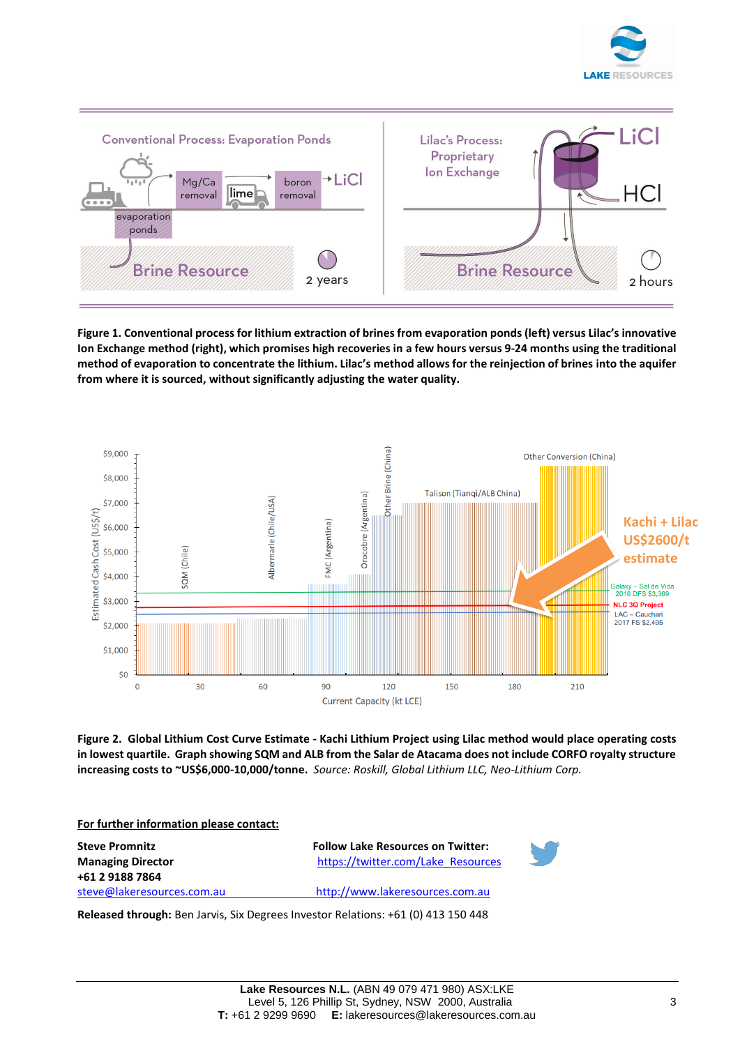**Figure 1. Conventional process for lithium extraction of brines from evaporation ponds (left) versus Lilac's innovative Ion Exchange method (right), which promises high recoveries in a few hours versus 9-24 months using the traditional method of evaporation to concentrate the lithium. Lilac's method allows for the reinjection of brines into the aquifer from where it is sourced, without significantly adjusting the water quality.**

**Figure 2. Global Lithium Cost Curve Estimate - Kachi Lithium Project using Lilac method would place operating costs in lowest quartile. Graph showing SQM and ALB from the Salar de Atacama does not include CORFO royalty structure increasing costs to ~US$6,000-10,000/tonne.** *Source: Roskill, Global Lithium LLC, Neo-Lithium Corp.*

**<u>For further information please contact:</u>**

**Steve Promnitz**
**Managing Director**
**+61 2 9188 7864**
steve@lakeresources.com.au

**Follow Lake Resources on Twitter:**
https://twitter.com/Lake_Resources
http://www.lakeresources.com.au

**Released through:** Ben Jarvis, Six Degrees Investor Relations: +61 (0) 413 150 448

**Lake Resources N.L.** (ABN 49 079 471 980) ASX:LKE
Level 5, 126 Phillip St, Sydney, NSW 2000, Australia
**T:** +61 2 9299 9690 **E:** lakeresources@lakeresources.com.au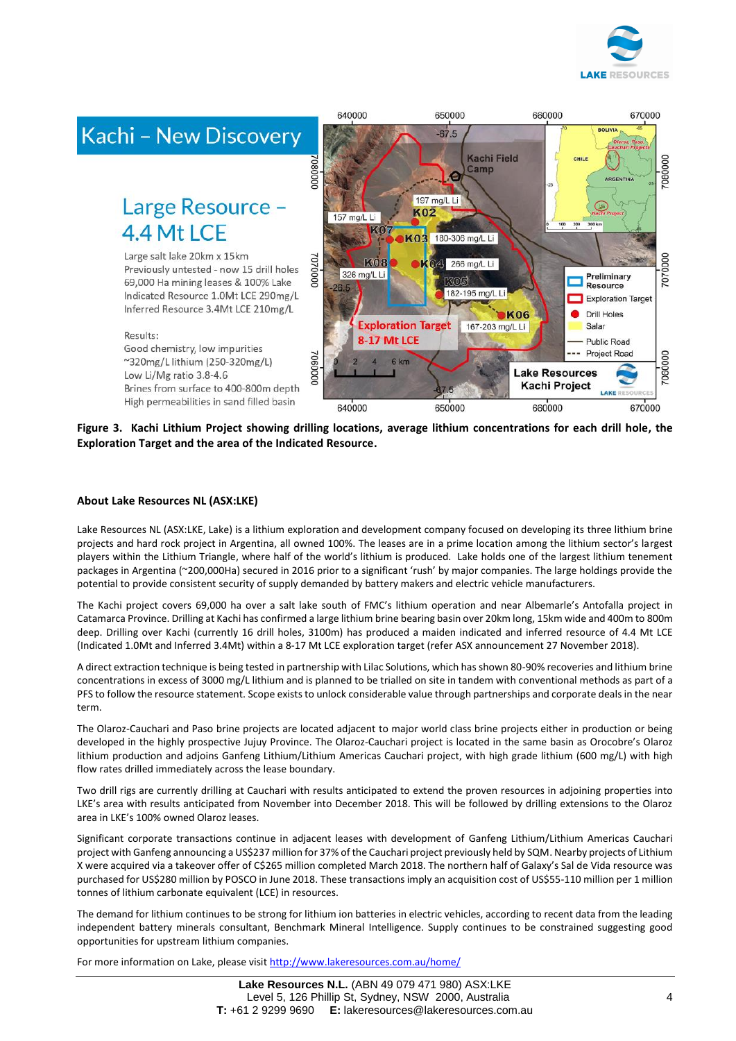## Kachi – New Discovery

### Large Resource – 4.4 Mt LCE

Large salt lake 20km x 15km
Previously untested - now 15 drill holes
69,000 Ha mining leases & 100% Lake
Indicated Resource 1.0Mt LCE 290mg/L
Inferred Resource 3.4Mt LCE 210mg/L

Results:
Good chemistry, low impurities
~320mg/L lithium (250-320mg/L)
Low Li/Mg ratio 3.8-4.6
Brines from surface to 400-800m depth
High permeabilities in sand filled basin

**Figure 3. Kachi Lithium Project showing drilling locations, average lithium concentrations for each drill hole, the Exploration Target and the area of the Indicated Resource.**

**About Lake Resources NL (ASX:LKE)**

Lake Resources NL (ASX:LKE, Lake) is a lithium exploration and development company focused on developing its three lithium brine projects and hard rock project in Argentina, all owned 100%. The leases are in a prime location among the lithium sector's largest players within the Lithium Triangle, where half of the world's lithium is produced. Lake holds one of the largest lithium tenement packages in Argentina (~200,000Ha) secured in 2016 prior to a significant 'rush' by major companies. The large holdings provide the potential to provide consistent security of supply demanded by battery makers and electric vehicle manufacturers.

The Kachi project covers 69,000 ha over a salt lake south of FMC's lithium operation and near Albemarle's Antofalla project in Catamarca Province. Drilling at Kachi has confirmed a large lithium brine bearing basin over 20km long, 15km wide and 400m to 800m deep. Drilling over Kachi (currently 16 drill holes, 3100m) has produced a maiden indicated and inferred resource of 4.4 Mt LCE (Indicated 1.0Mt and Inferred 3.4Mt) within a 8-17 Mt LCE exploration target (refer ASX announcement 27 November 2018).

A direct extraction technique is being tested in partnership with Lilac Solutions, which has shown 80-90% recoveries and lithium brine concentrations in excess of 3000 mg/L lithium and is planned to be trialled on site in tandem with conventional methods as part of a PFS to follow the resource statement. Scope exists to unlock considerable value through partnerships and corporate deals in the near term.

The Olaroz-Cauchari and Paso brine projects are located adjacent to major world class brine projects either in production or being developed in the highly prospective Jujuy Province. The Olaroz-Cauchari project is located in the same basin as Orocobre's Olaroz lithium production and adjoins Ganfeng Lithium/Lithium Americas Cauchari project, with high grade lithium (600 mg/L) with high flow rates drilled immediately across the lease boundary.

Two drill rigs are currently drilling at Cauchari with results anticipated to extend the proven resources in adjoining properties into LKE's area with results anticipated from November into December 2018. This will be followed by drilling extensions to the Olaroz area in LKE's 100% owned Olaroz leases.

Significant corporate transactions continue in adjacent leases with development of Ganfeng Lithium/Lithium Americas Cauchari project with Ganfeng announcing a US$237 million for 37% of the Cauchari project previously held by SQM. Nearby projects of Lithium X were acquired via a takeover offer of C$265 million completed March 2018. The northern half of Galaxy's Sal de Vida resource was purchased for US$280 million by POSCO in June 2018. These transactions imply an acquisition cost of US$55-110 million per 1 million tonnes of lithium carbonate equivalent (LCE) in resources.

The demand for lithium continues to be strong for lithium ion batteries in electric vehicles, according to recent data from the leading independent battery minerals consultant, Benchmark Mineral Intelligence. Supply continues to be constrained suggesting good opportunities for upstream lithium companies.

For more information on Lake, please visit http://www.lakeresources.com.au/home/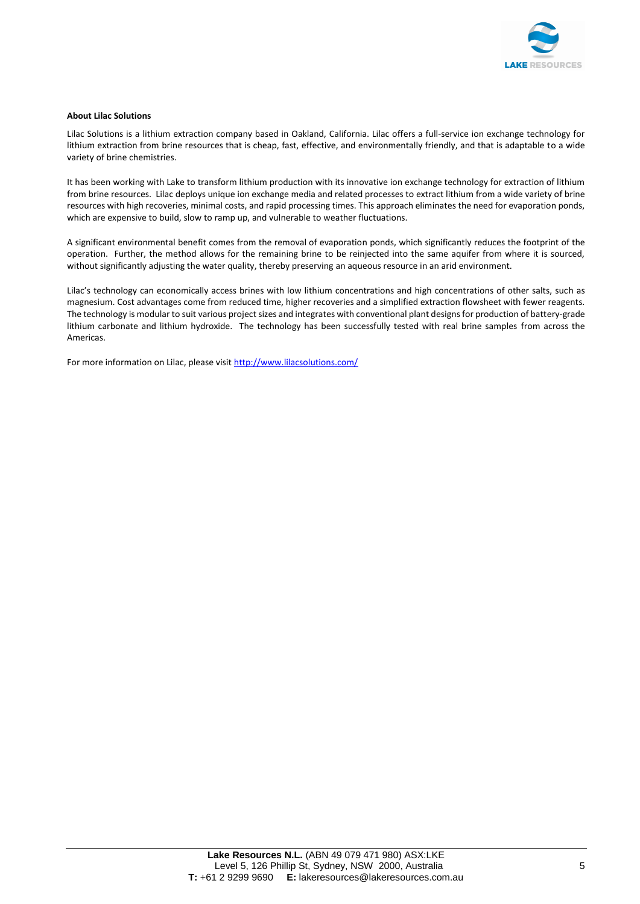**About Lilac Solutions**

Lilac Solutions is a lithium extraction company based in Oakland, California. Lilac offers a full-service ion exchange technology for lithium extraction from brine resources that is cheap, fast, effective, and environmentally friendly, and that is adaptable to a wide variety of brine chemistries.

It has been working with Lake to transform lithium production with its innovative ion exchange technology for extraction of lithium from brine resources. Lilac deploys unique ion exchange media and related processes to extract lithium from a wide variety of brine resources with high recoveries, minimal costs, and rapid processing times. This approach eliminates the need for evaporation ponds, which are expensive to build, slow to ramp up, and vulnerable to weather fluctuations.

A significant environmental benefit comes from the removal of evaporation ponds, which significantly reduces the footprint of the operation. Further, the method allows for the remaining brine to be reinjected into the same aquifer from where it is sourced, without significantly adjusting the water quality, thereby preserving an aqueous resource in an arid environment.

Lilac's technology can economically access brines with low lithium concentrations and high concentrations of other salts, such as magnesium. Cost advantages come from reduced time, higher recoveries and a simplified extraction flowsheet with fewer reagents. The technology is modular to suit various project sizes and integrates with conventional plant designs for production of battery-grade lithium carbonate and lithium hydroxide. The technology has been successfully tested with real brine samples from across the Americas.

For more information on Lilac, please visit http://www.lilacsolutions.com/